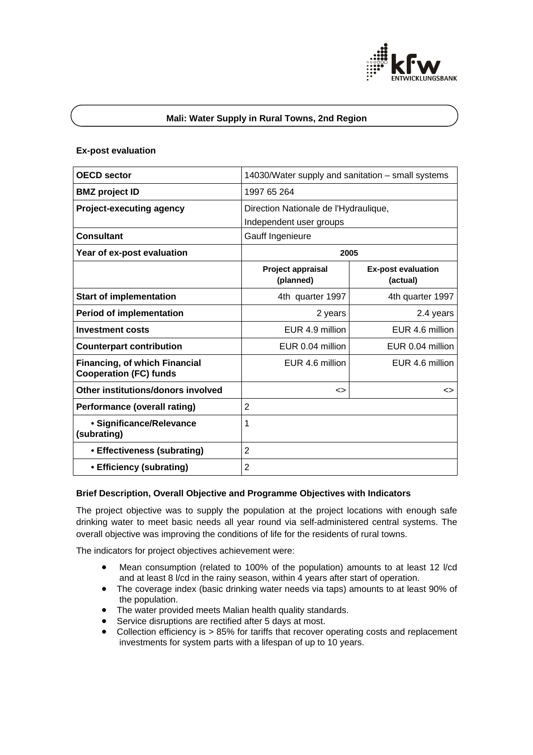# Mali: Water Supply in Rural Towns, 2nd Region

## Ex-post evaluation

| | | |
|---|---|---|
| **OECD sector** | 14030/Water supply and sanitation – small systems | |
| **BMZ project ID** | 1997 65 264 | |
| **Project-executing agency** | Direction Nationale de l'Hydraulique, Independent user groups | |
| **Consultant** | Gauff Ingenieure | |
| **Year of ex-post evaluation** | **2005** | |
| | **Project appraisal (planned)** | **Ex-post evaluation (actual)** |
| **Start of implementation** | 4th quarter 1997 | 4th quarter 1997 |
| **Period of implementation** | 2 years | 2.4 years |
| **Investment costs** | EUR 4.9 million | EUR 4.6 million |
| **Counterpart contribution** | EUR 0.04 million | EUR 0.04 million |
| **Financing, of which Financial Cooperation (FC) funds** | EUR 4.6 million | EUR 4.6 million |
| **Other institutions/donors involved** | <> | <> |
| **Performance (overall rating)** | 2 | |
| **• Significance/Relevance (subrating)** | 1 | |
| **• Effectiveness (subrating)** | 2 | |
| **• Efficiency (subrating)** | 2 | |

### Brief Description, Overall Objective and Programme Objectives with Indicators

The project objective was to supply the population at the project locations with enough safe drinking water to meet basic needs all year round via self-administered central systems. The overall objective was improving the conditions of life for the residents of rural towns.

The indicators for project objectives achievement were:

- Mean consumption (related to 100% of the population) amounts to at least 12 l/cd and at least 8 l/cd in the rainy season, within 4 years after start of operation.
- The coverage index (basic drinking water needs via taps) amounts to at least 90% of the population.
- The water provided meets Malian health quality standards.
- Service disruptions are rectified after 5 days at most.
- Collection efficiency is > 85% for tariffs that recover operating costs and replacement investments for system parts with a lifespan of up to 10 years.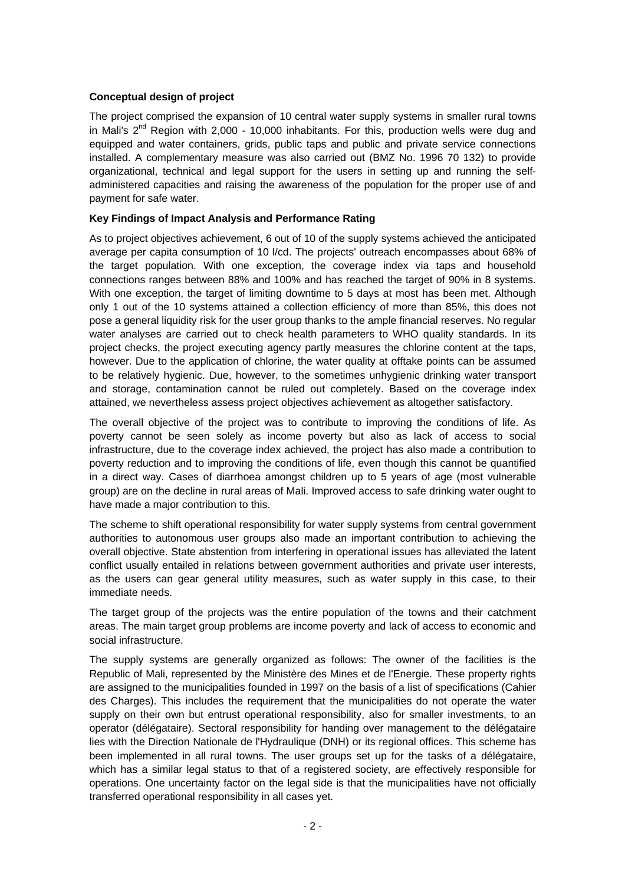**Conceptual design of project**

The project comprised the expansion of 10 central water supply systems in smaller rural towns in Mali's $2^{nd}$ Region with 2,000 - 10,000 inhabitants. For this, production wells were dug and equipped and water containers, grids, public taps and public and private service connections installed. A complementary measure was also carried out (BMZ No. 1996 70 132) to provide organizational, technical and legal support for the users in setting up and running the self-administered capacities and raising the awareness of the population for the proper use of and payment for safe water.

**Key Findings of Impact Analysis and Performance Rating**

As to project objectives achievement, 6 out of 10 of the supply systems achieved the anticipated average per capita consumption of 10 l/cd. The projects' outreach encompasses about 68% of the target population. With one exception, the coverage index via taps and household connections ranges between 88% and 100% and has reached the target of 90% in 8 systems. With one exception, the target of limiting downtime to 5 days at most has been met. Although only 1 out of the 10 systems attained a collection efficiency of more than 85%, this does not pose a general liquidity risk for the user group thanks to the ample financial reserves. No regular water analyses are carried out to check health parameters to WHO quality standards. In its project checks, the project executing agency partly measures the chlorine content at the taps, however. Due to the application of chlorine, the water quality at offtake points can be assumed to be relatively hygienic. Due, however, to the sometimes unhygienic drinking water transport and storage, contamination cannot be ruled out completely. Based on the coverage index attained, we nevertheless assess project objectives achievement as altogether satisfactory.

The overall objective of the project was to contribute to improving the conditions of life. As poverty cannot be seen solely as income poverty but also as lack of access to social infrastructure, due to the coverage index achieved, the project has also made a contribution to poverty reduction and to improving the conditions of life, even though this cannot be quantified in a direct way. Cases of diarrhoea amongst children up to 5 years of age (most vulnerable group) are on the decline in rural areas of Mali. Improved access to safe drinking water ought to have made a major contribution to this.

The scheme to shift operational responsibility for water supply systems from central government authorities to autonomous user groups also made an important contribution to achieving the overall objective. State abstention from interfering in operational issues has alleviated the latent conflict usually entailed in relations between government authorities and private user interests, as the users can gear general utility measures, such as water supply in this case, to their immediate needs.

The target group of the projects was the entire population of the towns and their catchment areas. The main target group problems are income poverty and lack of access to economic and social infrastructure.

The supply systems are generally organized as follows: The owner of the facilities is the Republic of Mali, represented by the Ministère des Mines et de l'Energie. These property rights are assigned to the municipalities founded in 1997 on the basis of a list of specifications (Cahier des Charges). This includes the requirement that the municipalities do not operate the water supply on their own but entrust operational responsibility, also for smaller investments, to an operator (délégataire). Sectoral responsibility for handing over management to the délégataire lies with the Direction Nationale de l'Hydraulique (DNH) or its regional offices. This scheme has been implemented in all rural towns. The user groups set up for the tasks of a délégataire, which has a similar legal status to that of a registered society, are effectively responsible for operations. One uncertainty factor on the legal side is that the municipalities have not officially transferred operational responsibility in all cases yet.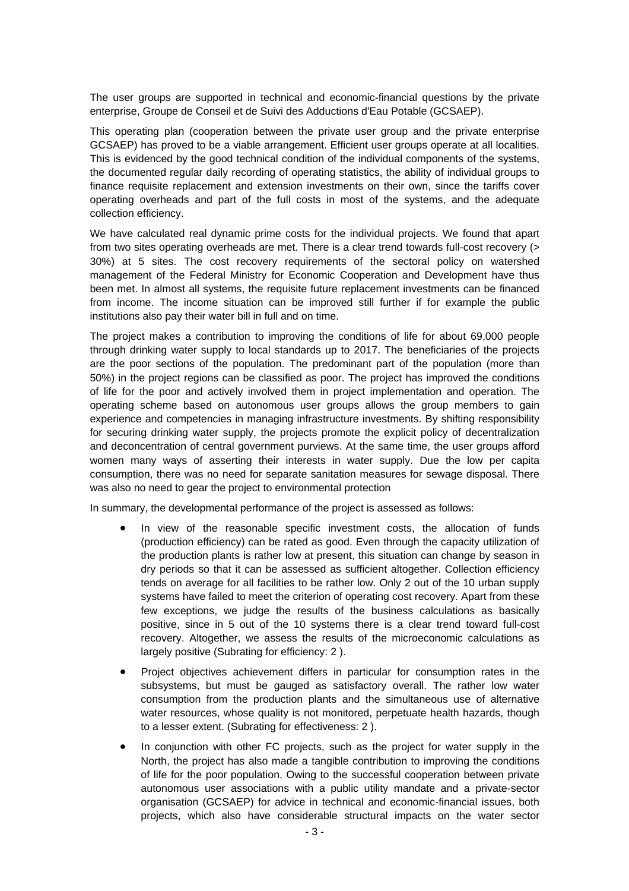The user groups are supported in technical and economic-financial questions by the private enterprise, Groupe de Conseil et de Suivi des Adductions d'Eau Potable (GCSAEP).

This operating plan (cooperation between the private user group and the private enterprise GCSAEP) has proved to be a viable arrangement. Efficient user groups operate at all localities. This is evidenced by the good technical condition of the individual components of the systems, the documented regular daily recording of operating statistics, the ability of individual groups to finance requisite replacement and extension investments on their own, since the tariffs cover operating overheads and part of the full costs in most of the systems, and the adequate collection efficiency.

We have calculated real dynamic prime costs for the individual projects. We found that apart from two sites operating overheads are met. There is a clear trend towards full-cost recovery (> 30%) at 5 sites. The cost recovery requirements of the sectoral policy on watershed management of the Federal Ministry for Economic Cooperation and Development have thus been met. In almost all systems, the requisite future replacement investments can be financed from income. The income situation can be improved still further if for example the public institutions also pay their water bill in full and on time.

The project makes a contribution to improving the conditions of life for about 69,000 people through drinking water supply to local standards up to 2017. The beneficiaries of the projects are the poor sections of the population. The predominant part of the population (more than 50%) in the project regions can be classified as poor. The project has improved the conditions of life for the poor and actively involved them in project implementation and operation. The operating scheme based on autonomous user groups allows the group members to gain experience and competencies in managing infrastructure investments. By shifting responsibility for securing drinking water supply, the projects promote the explicit policy of decentralization and deconcentration of central government purviews. At the same time, the user groups afford women many ways of asserting their interests in water supply. Due the low per capita consumption, there was no need for separate sanitation measures for sewage disposal. There was also no need to gear the project to environmental protection

In summary, the developmental performance of the project is assessed as follows:

- In view of the reasonable specific investment costs, the allocation of funds (production efficiency) can be rated as good. Even through the capacity utilization of the production plants is rather low at present, this situation can change by season in dry periods so that it can be assessed as sufficient altogether. Collection efficiency tends on average for all facilities to be rather low. Only 2 out of the 10 urban supply systems have failed to meet the criterion of operating cost recovery. Apart from these few exceptions, we judge the results of the business calculations as basically positive, since in 5 out of the 10 systems there is a clear trend toward full-cost recovery. Altogether, we assess the results of the microeconomic calculations as largely positive (Subrating for efficiency: 2 ).
- Project objectives achievement differs in particular for consumption rates in the subsystems, but must be gauged as satisfactory overall. The rather low water consumption from the production plants and the simultaneous use of alternative water resources, whose quality is not monitored, perpetuate health hazards, though to a lesser extent. (Subrating for effectiveness: 2 ).
- In conjunction with other FC projects, such as the project for water supply in the North, the project has also made a tangible contribution to improving the conditions of life for the poor population. Owing to the successful cooperation between private autonomous user associations with a public utility mandate and a private-sector organisation (GCSAEP) for advice in technical and economic-financial issues, both projects, which also have considerable structural impacts on the water sector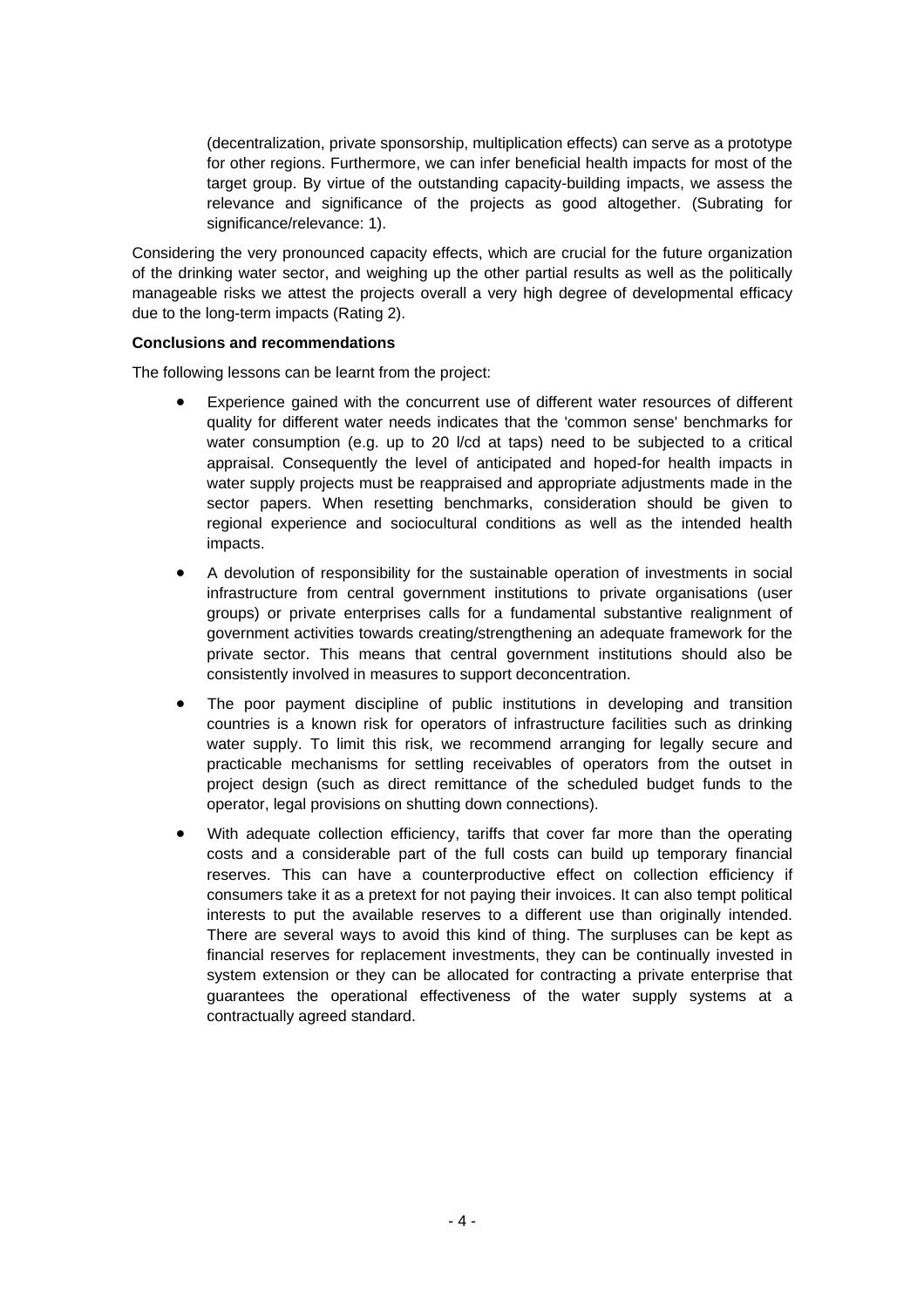(decentralization, private sponsorship, multiplication effects) can serve as a prototype for other regions. Furthermore, we can infer beneficial health impacts for most of the target group. By virtue of the outstanding capacity-building impacts, we assess the relevance and significance of the projects as good altogether. (Subrating for significance/relevance: 1).

Considering the very pronounced capacity effects, which are crucial for the future organization of the drinking water sector, and weighing up the other partial results as well as the politically manageable risks we attest the projects overall a very high degree of developmental efficacy due to the long-term impacts (Rating 2).

**Conclusions and recommendations**

The following lessons can be learnt from the project:

- Experience gained with the concurrent use of different water resources of different quality for different water needs indicates that the 'common sense' benchmarks for water consumption (e.g. up to 20 l/cd at taps) need to be subjected to a critical appraisal. Consequently the level of anticipated and hoped-for health impacts in water supply projects must be reappraised and appropriate adjustments made in the sector papers. When resetting benchmarks, consideration should be given to regional experience and sociocultural conditions as well as the intended health impacts.
- A devolution of responsibility for the sustainable operation of investments in social infrastructure from central government institutions to private organisations (user groups) or private enterprises calls for a fundamental substantive realignment of government activities towards creating/strengthening an adequate framework for the private sector. This means that central government institutions should also be consistently involved in measures to support deconcentration.
- The poor payment discipline of public institutions in developing and transition countries is a known risk for operators of infrastructure facilities such as drinking water supply. To limit this risk, we recommend arranging for legally secure and practicable mechanisms for settling receivables of operators from the outset in project design (such as direct remittance of the scheduled budget funds to the operator, legal provisions on shutting down connections).
- With adequate collection efficiency, tariffs that cover far more than the operating costs and a considerable part of the full costs can build up temporary financial reserves. This can have a counterproductive effect on collection efficiency if consumers take it as a pretext for not paying their invoices. It can also tempt political interests to put the available reserves to a different use than originally intended. There are several ways to avoid this kind of thing. The surpluses can be kept as financial reserves for replacement investments, they can be continually invested in system extension or they can be allocated for contracting a private enterprise that guarantees the operational effectiveness of the water supply systems at a contractually agreed standard.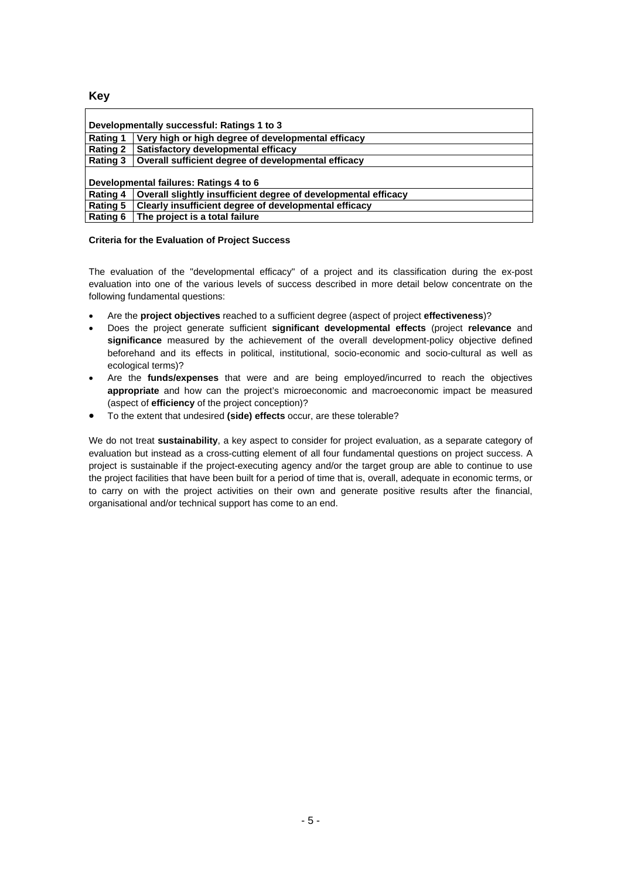## Key

| | |
|---|---|
| **Developmentally successful: Ratings 1 to 3** | |
| **Rating 1** | **Very high or high degree of developmental efficacy** |
| **Rating 2** | **Satisfactory developmental efficacy** |
| **Rating 3** | **Overall sufficient degree of developmental efficacy** |
| **Developmental failures: Ratings 4 to 6** | |
| **Rating 4** | **Overall slightly insufficient degree of developmental efficacy** |
| **Rating 5** | **Clearly insufficient degree of developmental efficacy** |
| **Rating 6** | **The project is a total failure** |

**Criteria for the Evaluation of Project Success**

The evaluation of the "developmental efficacy" of a project and its classification during the ex-post evaluation into one of the various levels of success described in more detail below concentrate on the following fundamental questions:

- Are the **project objectives** reached to a sufficient degree (aspect of project **effectiveness**)?
- Does the project generate sufficient **significant developmental effects** (project **relevance** and **significance** measured by the achievement of the overall development-policy objective defined beforehand and its effects in political, institutional, socio-economic and socio-cultural as well as ecological terms)?
- Are the **funds/expenses** that were and are being employed/incurred to reach the objectives **appropriate** and how can the project's microeconomic and macroeconomic impact be measured (aspect of **efficiency** of the project conception)?
- To the extent that undesired **(side) effects** occur, are these tolerable?

We do not treat **sustainability**, a key aspect to consider for project evaluation, as a separate category of evaluation but instead as a cross-cutting element of all four fundamental questions on project success. A project is sustainable if the project-executing agency and/or the target group are able to continue to use the project facilities that have been built for a period of time that is, overall, adequate in economic terms, or to carry on with the project activities on their own and generate positive results after the financial, organisational and/or technical support has come to an end.